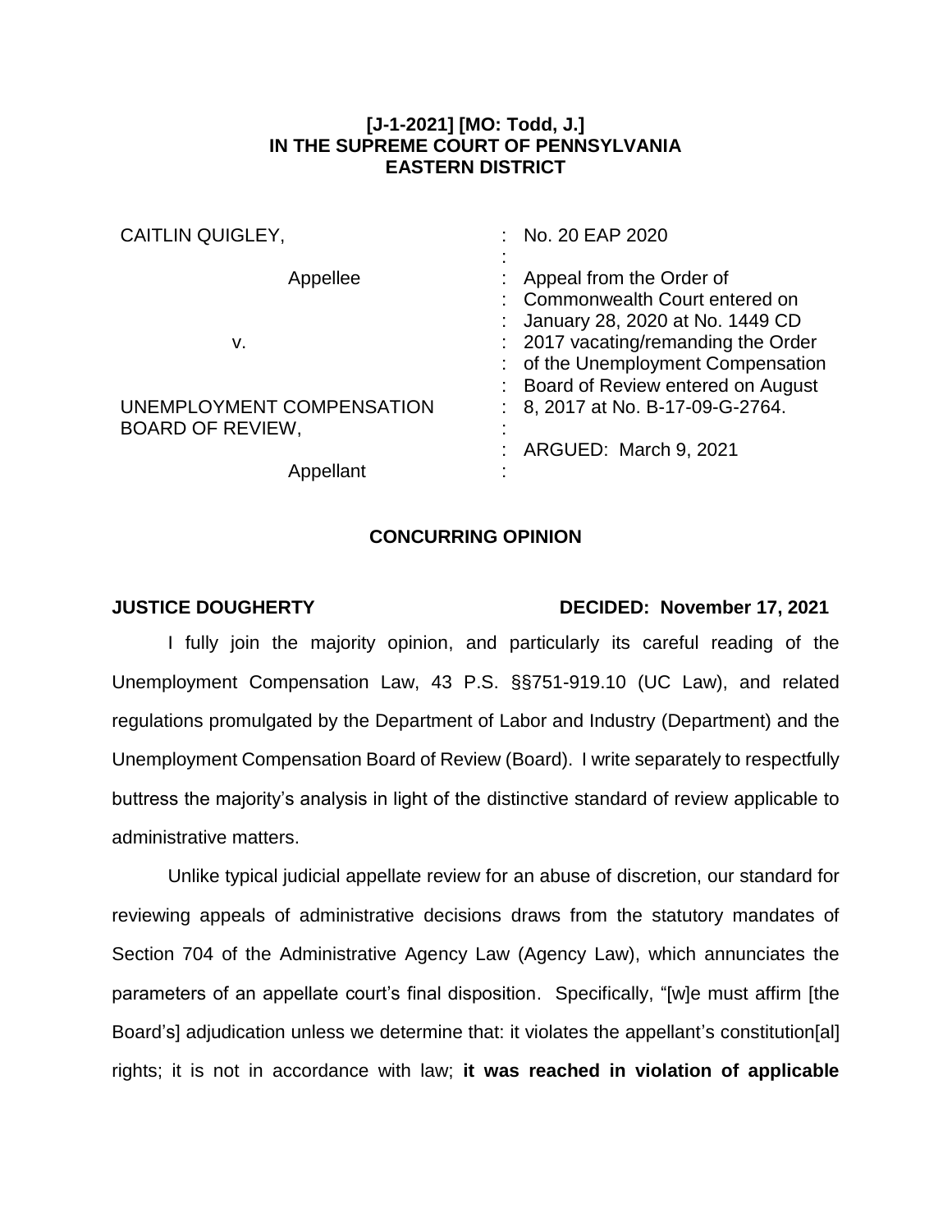**[J-1-2021] [MO: Todd, J.]**
**IN THE SUPREME COURT OF PENNSYLVANIA**
**EASTERN DISTRICT**

| | |
|---|---|
| CAITLIN QUIGLEY, | : No. 20 EAP 2020 |
| Appellee | : Appeal from the Order of Commonwealth Court entered on January 28, 2020 at No. 1449 CD 2017 vacating/remanding the Order of the Unemployment Compensation Board of Review entered on August 8, 2017 at No. B-17-09-G-2764. |
| v. | |
| UNEMPLOYMENT COMPENSATION BOARD OF REVIEW, | : ARGUED: March 9, 2021 |
| Appellant | : |

## CONCURRING OPINION

**JUSTICE DOUGHERTY** **DECIDED: November 17, 2021**

I fully join the majority opinion, and particularly its careful reading of the Unemployment Compensation Law, 43 P.S. §§751-919.10 (UC Law), and related regulations promulgated by the Department of Labor and Industry (Department) and the Unemployment Compensation Board of Review (Board). I write separately to respectfully buttress the majority's analysis in light of the distinctive standard of review applicable to administrative matters.

Unlike typical judicial appellate review for an abuse of discretion, our standard for reviewing appeals of administrative decisions draws from the statutory mandates of Section 704 of the Administrative Agency Law (Agency Law), which annunciates the parameters of an appellate court's final disposition. Specifically, "[w]e must affirm [the Board's] adjudication unless we determine that: it violates the appellant's constitution[al] rights; it is not in accordance with law; **it was reached in violation of applicable**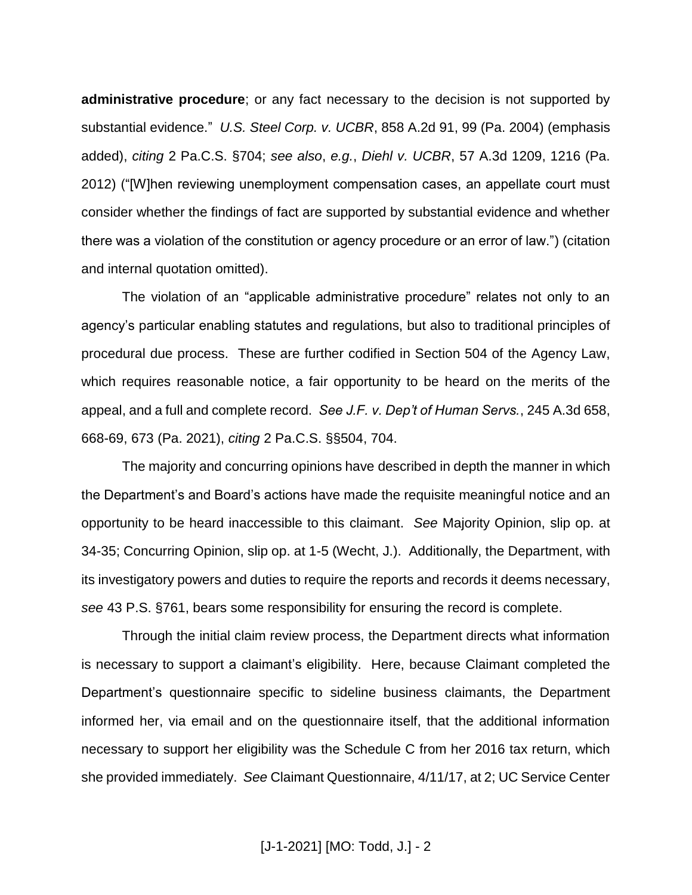**administrative procedure**; or any fact necessary to the decision is not supported by substantial evidence." *U.S. Steel Corp. v. UCBR*, 858 A.2d 91, 99 (Pa. 2004) (emphasis added), *citing* 2 Pa.C.S. §704; *see also*, *e.g.*, *Diehl v. UCBR*, 57 A.3d 1209, 1216 (Pa. 2012) ("[W]hen reviewing unemployment compensation cases, an appellate court must consider whether the findings of fact are supported by substantial evidence and whether there was a violation of the constitution or agency procedure or an error of law.") (citation and internal quotation omitted).

The violation of an "applicable administrative procedure" relates not only to an agency's particular enabling statutes and regulations, but also to traditional principles of procedural due process. These are further codified in Section 504 of the Agency Law, which requires reasonable notice, a fair opportunity to be heard on the merits of the appeal, and a full and complete record. *See J.F. v. Dep't of Human Servs.*, 245 A.3d 658, 668-69, 673 (Pa. 2021), *citing* 2 Pa.C.S. §§504, 704.

The majority and concurring opinions have described in depth the manner in which the Department's and Board's actions have made the requisite meaningful notice and an opportunity to be heard inaccessible to this claimant. *See* Majority Opinion, slip op. at 34-35; Concurring Opinion, slip op. at 1-5 (Wecht, J.). Additionally, the Department, with its investigatory powers and duties to require the reports and records it deems necessary, *see* 43 P.S. §761, bears some responsibility for ensuring the record is complete.

Through the initial claim review process, the Department directs what information is necessary to support a claimant's eligibility. Here, because Claimant completed the Department's questionnaire specific to sideline business claimants, the Department informed her, via email and on the questionnaire itself, that the additional information necessary to support her eligibility was the Schedule C from her 2016 tax return, which she provided immediately. *See* Claimant Questionnaire, 4/11/17, at 2; UC Service Center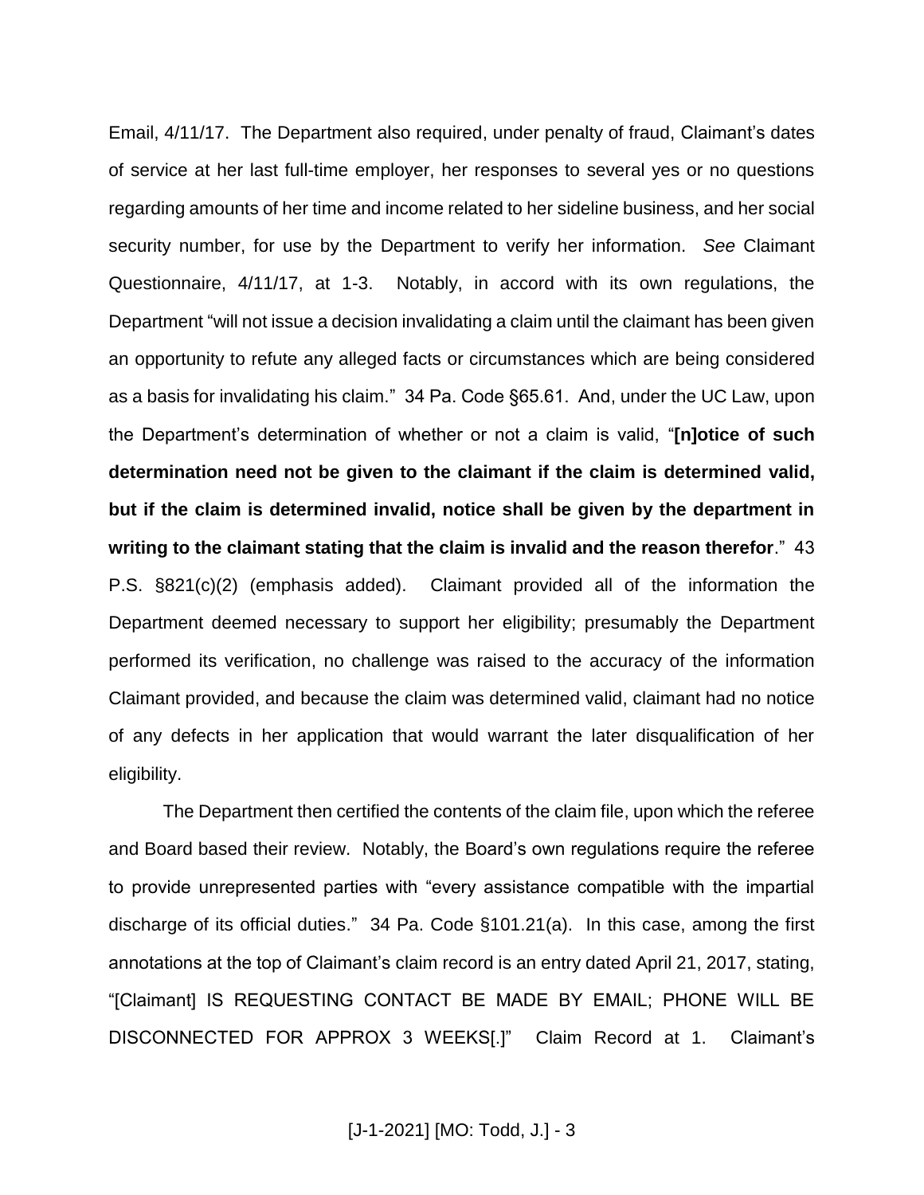Email, 4/11/17. The Department also required, under penalty of fraud, Claimant's dates of service at her last full-time employer, her responses to several yes or no questions regarding amounts of her time and income related to her sideline business, and her social security number, for use by the Department to verify her information. *See* Claimant Questionnaire, 4/11/17, at 1-3. Notably, in accord with its own regulations, the Department "will not issue a decision invalidating a claim until the claimant has been given an opportunity to refute any alleged facts or circumstances which are being considered as a basis for invalidating his claim." 34 Pa. Code §65.61. And, under the UC Law, upon the Department's determination of whether or not a claim is valid, "**[n]otice of such determination need not be given to the claimant if the claim is determined valid, but if the claim is determined invalid, notice shall be given by the department in writing to the claimant stating that the claim is invalid and the reason therefor**." 43 P.S. §821(c)(2) (emphasis added). Claimant provided all of the information the Department deemed necessary to support her eligibility; presumably the Department performed its verification, no challenge was raised to the accuracy of the information Claimant provided, and because the claim was determined valid, claimant had no notice of any defects in her application that would warrant the later disqualification of her eligibility.

The Department then certified the contents of the claim file, upon which the referee and Board based their review. Notably, the Board's own regulations require the referee to provide unrepresented parties with "every assistance compatible with the impartial discharge of its official duties." 34 Pa. Code §101.21(a). In this case, among the first annotations at the top of Claimant's claim record is an entry dated April 21, 2017, stating, "[Claimant] IS REQUESTING CONTACT BE MADE BY EMAIL; PHONE WILL BE DISCONNECTED FOR APPROX 3 WEEKS[.]" Claim Record at 1. Claimant's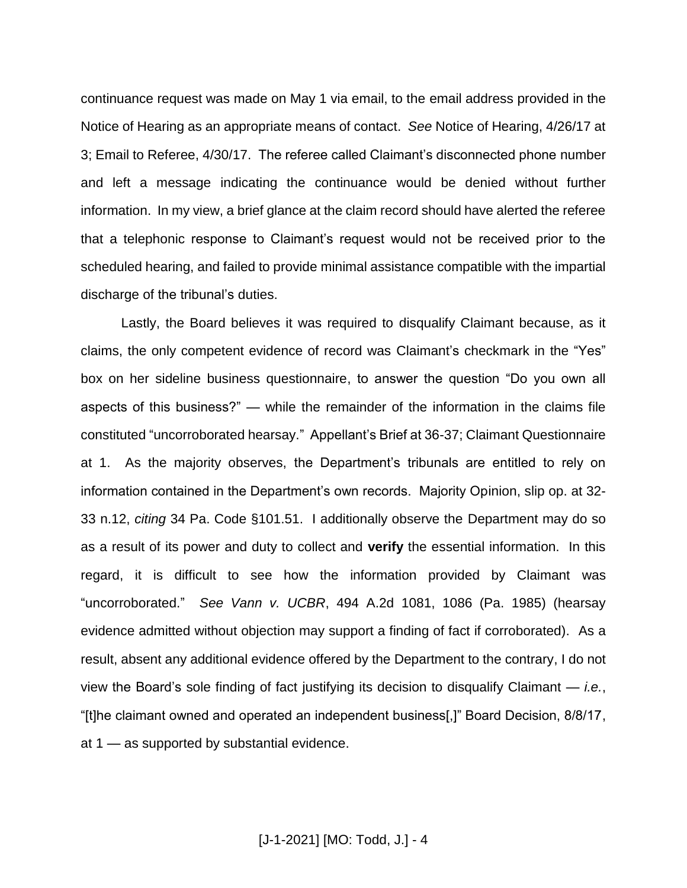continuance request was made on May 1 via email, to the email address provided in the Notice of Hearing as an appropriate means of contact. *See* Notice of Hearing, 4/26/17 at 3; Email to Referee, 4/30/17. The referee called Claimant's disconnected phone number and left a message indicating the continuance would be denied without further information. In my view, a brief glance at the claim record should have alerted the referee that a telephonic response to Claimant's request would not be received prior to the scheduled hearing, and failed to provide minimal assistance compatible with the impartial discharge of the tribunal's duties.

Lastly, the Board believes it was required to disqualify Claimant because, as it claims, the only competent evidence of record was Claimant's checkmark in the "Yes" box on her sideline business questionnaire, to answer the question "Do you own all aspects of this business?" — while the remainder of the information in the claims file constituted "uncorroborated hearsay." Appellant's Brief at 36-37; Claimant Questionnaire at 1. As the majority observes, the Department's tribunals are entitled to rely on information contained in the Department's own records. Majority Opinion, slip op. at 32-33 n.12, *citing* 34 Pa. Code §101.51. I additionally observe the Department may do so as a result of its power and duty to collect and **verify** the essential information. In this regard, it is difficult to see how the information provided by Claimant was "uncorroborated." *See Vann v. UCBR*, 494 A.2d 1081, 1086 (Pa. 1985) (hearsay evidence admitted without objection may support a finding of fact if corroborated). As a result, absent any additional evidence offered by the Department to the contrary, I do not view the Board's sole finding of fact justifying its decision to disqualify Claimant — *i.e.*, "[t]he claimant owned and operated an independent business[,]" Board Decision, 8/8/17, at 1 — as supported by substantial evidence.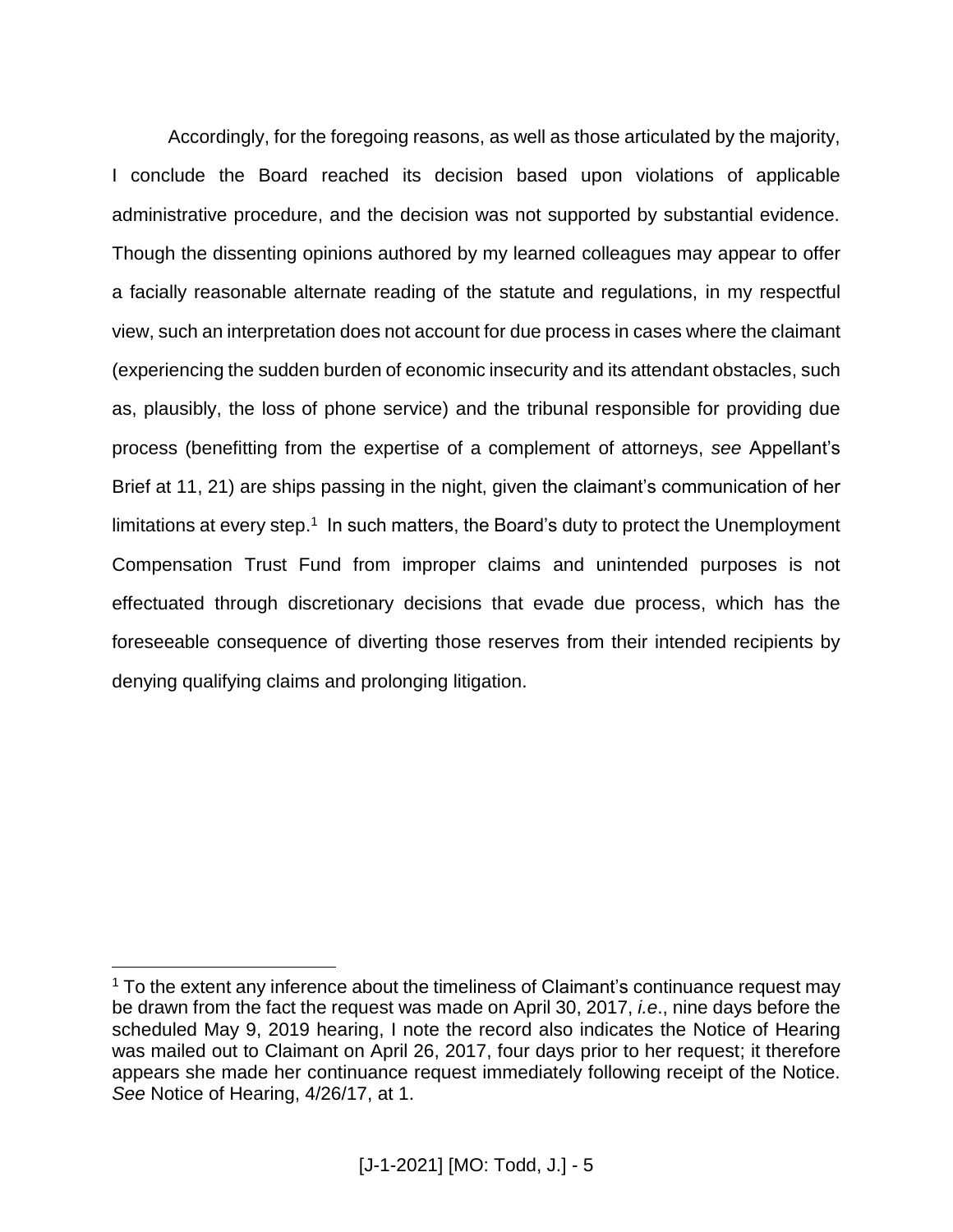Accordingly, for the foregoing reasons, as well as those articulated by the majority, I conclude the Board reached its decision based upon violations of applicable administrative procedure, and the decision was not supported by substantial evidence. Though the dissenting opinions authored by my learned colleagues may appear to offer a facially reasonable alternate reading of the statute and regulations, in my respectful view, such an interpretation does not account for due process in cases where the claimant (experiencing the sudden burden of economic insecurity and its attendant obstacles, such as, plausibly, the loss of phone service) and the tribunal responsible for providing due process (benefitting from the expertise of a complement of attorneys, *see* Appellant's Brief at 11, 21) are ships passing in the night, given the claimant's communication of her limitations at every step.[1] In such matters, the Board's duty to protect the Unemployment Compensation Trust Fund from improper claims and unintended purposes is not effectuated through discretionary decisions that evade due process, which has the foreseeable consequence of diverting those reserves from their intended recipients by denying qualifying claims and prolonging litigation.

---

[1] To the extent any inference about the timeliness of Claimant's continuance request may be drawn from the fact the request was made on April 30, 2017, *i.e*., nine days before the scheduled May 9, 2019 hearing, I note the record also indicates the Notice of Hearing was mailed out to Claimant on April 26, 2017, four days prior to her request; it therefore appears she made her continuance request immediately following receipt of the Notice. *See* Notice of Hearing, 4/26/17, at 1.